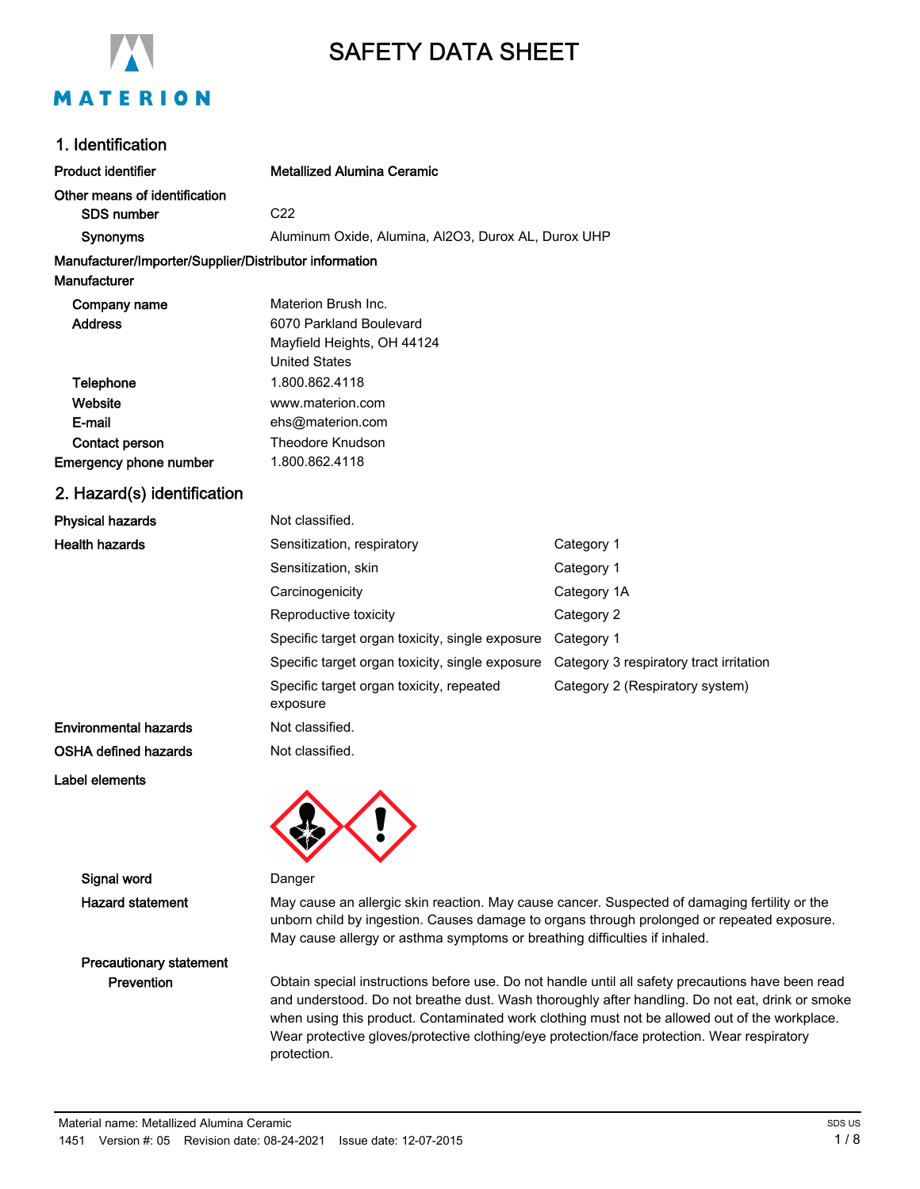# SAFETY DATA SHEET

## 1. Identification

**Product identifier** **Metallized Alumina Ceramic**

**Other means of identification**

| | |
|---|---|
| **SDS number** | C22 |
| **Synonyms** | Aluminum Oxide, Alumina, $Al_2O_3$, Durox AL, Durox UHP |

**Manufacturer/Importer/Supplier/Distributor information**

**Manufacturer**

| | |
|---|---|
| **Company name** | Materion Brush Inc. |
| **Address** | 6070 Parkland Boulevard<br>Mayfield Heights, OH 44124<br>United States |
| **Telephone** | 1.800.862.4118 |
| **Website** | www.materion.com |
| **E-mail** | ehs@materion.com |
| **Contact person** | Theodore Knudson |
| **Emergency phone number** | 1.800.862.4118 |

## 2. Hazard(s) identification

| | | |
|---|---|---|
| **Physical hazards** | Not classified. | |
| **Health hazards** | Sensitization, respiratory | Category 1 |
| | Sensitization, skin | Category 1 |
| | Carcinogenicity | Category 1A |
| | Reproductive toxicity | Category 2 |
| | Specific target organ toxicity, single exposure | Category 1 |
| | Specific target organ toxicity, single exposure | Category 3 respiratory tract irritation |
| | Specific target organ toxicity, repeated exposure | Category 2 (Respiratory system) |
| **Environmental hazards** | Not classified. | |
| **OSHA defined hazards** | Not classified. | |

**Label elements**

**Signal word** Danger

**Hazard statement** May cause an allergic skin reaction. May cause cancer. Suspected of damaging fertility or the unborn child by ingestion. Causes damage to organs through prolonged or repeated exposure. May cause allergy or asthma symptoms or breathing difficulties if inhaled.

**Precautionary statement**

**Prevention** Obtain special instructions before use. Do not handle until all safety precautions have been read and understood. Do not breathe dust. Wash thoroughly after handling. Do not eat, drink or smoke when using this product. Contaminated work clothing must not be allowed out of the workplace. Wear protective gloves/protective clothing/eye protection/face protection. Wear respiratory protection.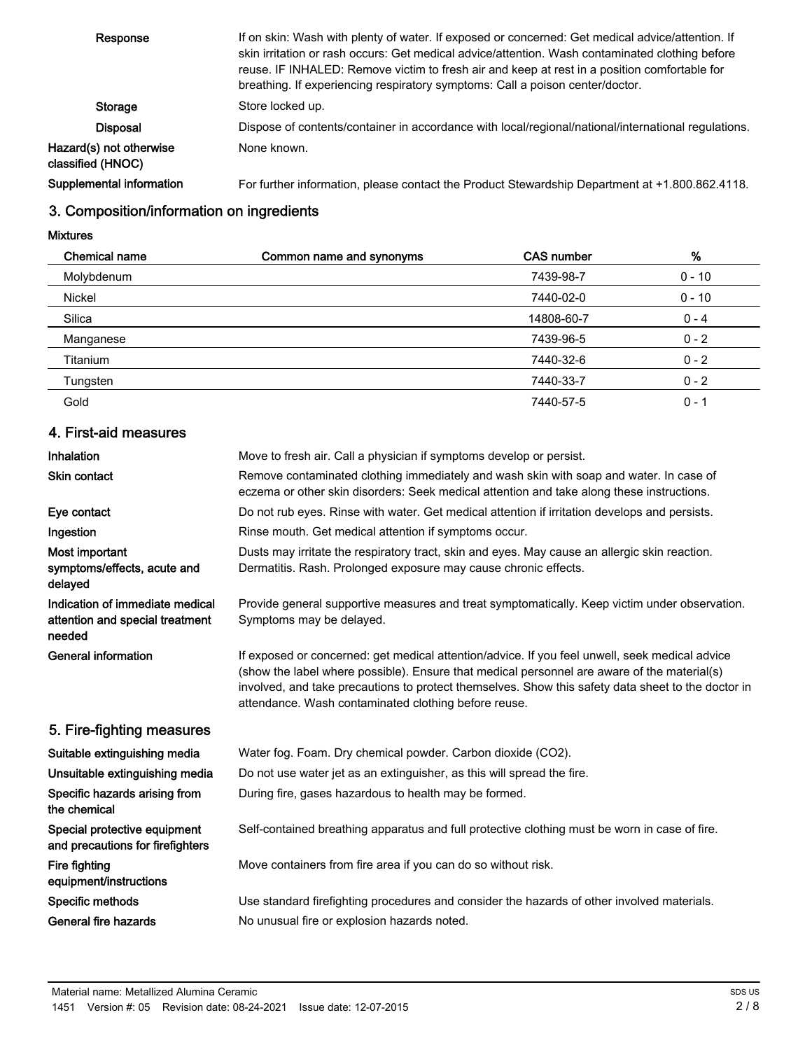**Response** If on skin: Wash with plenty of water. If exposed or concerned: Get medical advice/attention. If skin irritation or rash occurs: Get medical advice/attention. Wash contaminated clothing before reuse. IF INHALED: Remove victim to fresh air and keep at rest in a position comfortable for breathing. If experiencing respiratory symptoms: Call a poison center/doctor.

**Storage** Store locked up.

**Disposal** Dispose of contents/container in accordance with local/regional/national/international regulations.

**Hazard(s) not otherwise classified (HNOC)** None known.

**Supplemental information** For further information, please contact the Product Stewardship Department at +1.800.862.4118.

## 3. Composition/information on ingredients

**Mixtures**

| Chemical name | Common name and synonyms | CAS number | % |
|---|---|---|---|
| Molybdenum | | 7439-98-7 | 0 - 10 |
| Nickel | | 7440-02-0 | 0 - 10 |
| Silica | | 14808-60-7 | 0 - 4 |
| Manganese | | 7439-96-5 | 0 - 2 |
| Titanium | | 7440-32-6 | 0 - 2 |
| Tungsten | | 7440-33-7 | 0 - 2 |
| Gold | | 7440-57-5 | 0 - 1 |

## 4. First-aid measures

**Inhalation** Move to fresh air. Call a physician if symptoms develop or persist.

**Skin contact** Remove contaminated clothing immediately and wash skin with soap and water. In case of eczema or other skin disorders: Seek medical attention and take along these instructions.

**Eye contact** Do not rub eyes. Rinse with water. Get medical attention if irritation develops and persists.

**Ingestion** Rinse mouth. Get medical attention if symptoms occur.

**Most important symptoms/effects, acute and delayed** Dusts may irritate the respiratory tract, skin and eyes. May cause an allergic skin reaction. Dermatitis. Rash. Prolonged exposure may cause chronic effects.

**Indication of immediate medical attention and special treatment needed** Provide general supportive measures and treat symptomatically. Keep victim under observation. Symptoms may be delayed.

**General information** If exposed or concerned: get medical attention/advice. If you feel unwell, seek medical advice (show the label where possible). Ensure that medical personnel are aware of the material(s) involved, and take precautions to protect themselves. Show this safety data sheet to the doctor in attendance. Wash contaminated clothing before reuse.

## 5. Fire-fighting measures

**Suitable extinguishing media** Water fog. Foam. Dry chemical powder. Carbon dioxide ($CO_2$).

**Unsuitable extinguishing media** Do not use water jet as an extinguisher, as this will spread the fire.

**Specific hazards arising from the chemical** During fire, gases hazardous to health may be formed.

**Special protective equipment and precautions for firefighters** Self-contained breathing apparatus and full protective clothing must be worn in case of fire.

**Fire fighting equipment/instructions** Move containers from fire area if you can do so without risk.

**Specific methods** Use standard firefighting procedures and consider the hazards of other involved materials.

**General fire hazards** No unusual fire or explosion hazards noted.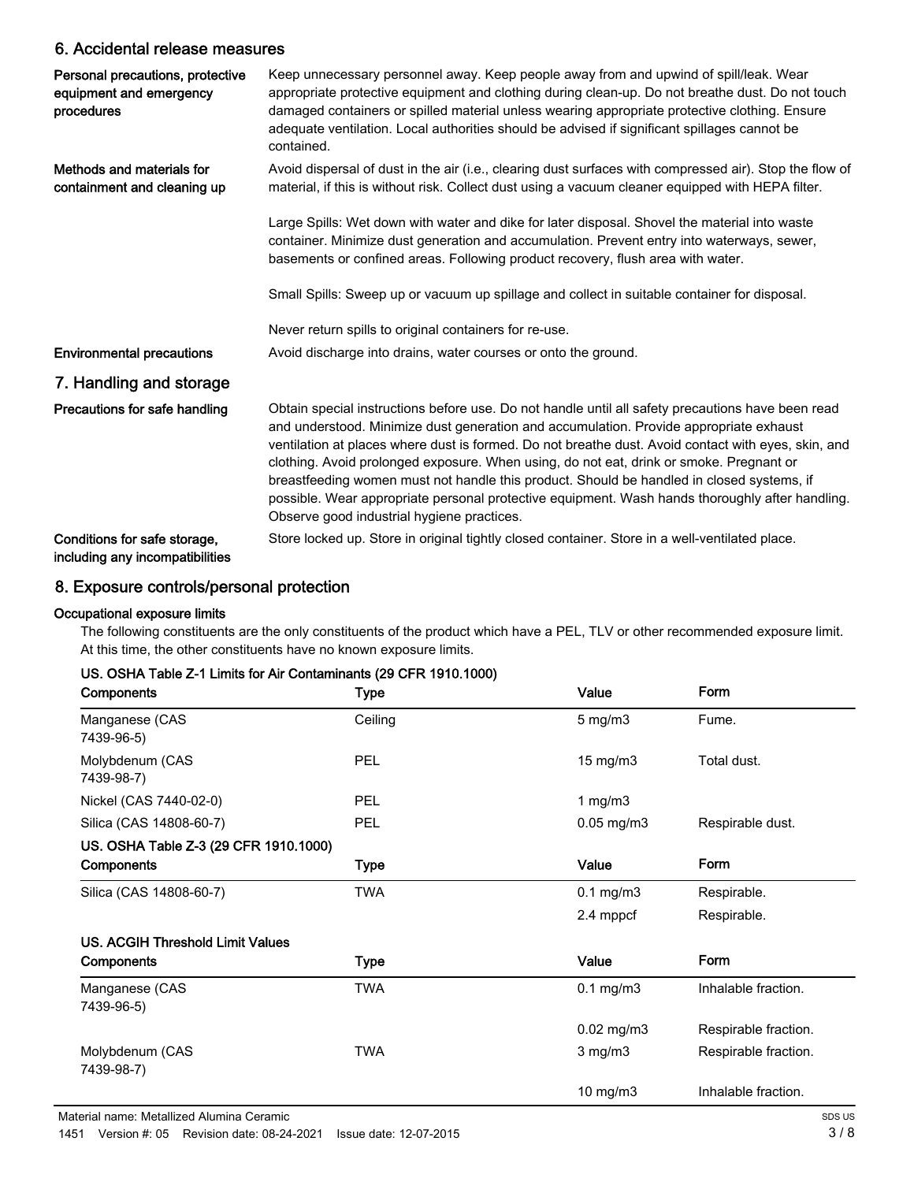## 6. Accidental release measures

**Personal precautions, protective equipment and emergency procedures**

Keep unnecessary personnel away. Keep people away from and upwind of spill/leak. Wear appropriate protective equipment and clothing during clean-up. Do not breathe dust. Do not touch damaged containers or spilled material unless wearing appropriate protective clothing. Ensure adequate ventilation. Local authorities should be advised if significant spillages cannot be contained.

**Methods and materials for containment and cleaning up**

Avoid dispersal of dust in the air (i.e., clearing dust surfaces with compressed air). Stop the flow of material, if this is without risk. Collect dust using a vacuum cleaner equipped with HEPA filter.

Large Spills: Wet down with water and dike for later disposal. Shovel the material into waste container. Minimize dust generation and accumulation. Prevent entry into waterways, sewer, basements or confined areas. Following product recovery, flush area with water.

Small Spills: Sweep up or vacuum up spillage and collect in suitable container for disposal.

Never return spills to original containers for re-use.

**Environmental precautions**

Avoid discharge into drains, water courses or onto the ground.

## 7. Handling and storage

**Precautions for safe handling**

Obtain special instructions before use. Do not handle until all safety precautions have been read and understood. Minimize dust generation and accumulation. Provide appropriate exhaust ventilation at places where dust is formed. Do not breathe dust. Avoid contact with eyes, skin, and clothing. Avoid prolonged exposure. When using, do not eat, drink or smoke. Pregnant or breastfeeding women must not handle this product. Should be handled in closed systems, if possible. Wear appropriate personal protective equipment. Wash hands thoroughly after handling. Observe good industrial hygiene practices.

**Conditions for safe storage, including any incompatibilities**

Store locked up. Store in original tightly closed container. Store in a well-ventilated place.

## 8. Exposure controls/personal protection

### Occupational exposure limits

The following constituents are the only constituents of the product which have a PEL, TLV or other recommended exposure limit. At this time, the other constituents have no known exposure limits.

**US. OSHA Table Z-1 Limits for Air Contaminants (29 CFR 1910.1000)**

| Components | Type | Value | Form |
|---|---|---|---|
| Manganese (CAS 7439-96-5) | Ceiling | 5 mg/m3 | Fume. |
| Molybdenum (CAS 7439-98-7) | PEL | 15 mg/m3 | Total dust. |
| Nickel (CAS 7440-02-0) | PEL | 1 mg/m3 | |
| Silica (CAS 14808-60-7) | PEL | 0.05 mg/m3 | Respirable dust. |

**US. OSHA Table Z-3 (29 CFR 1910.1000)**

| Components | Type | Value | Form |
|---|---|---|---|
| Silica (CAS 14808-60-7) | TWA | 0.1 mg/m3 | Respirable. |
| | | 2.4 mppcf | Respirable. |

**US. ACGIH Threshold Limit Values**

| Components | Type | Value | Form |
|---|---|---|---|
| Manganese (CAS 7439-96-5) | TWA | 0.1 mg/m3 | Inhalable fraction. |
| | | 0.02 mg/m3 | Respirable fraction. |
| Molybdenum (CAS 7439-98-7) | TWA | 3 mg/m3 | Respirable fraction. |
| | | 10 mg/m3 | Inhalable fraction. |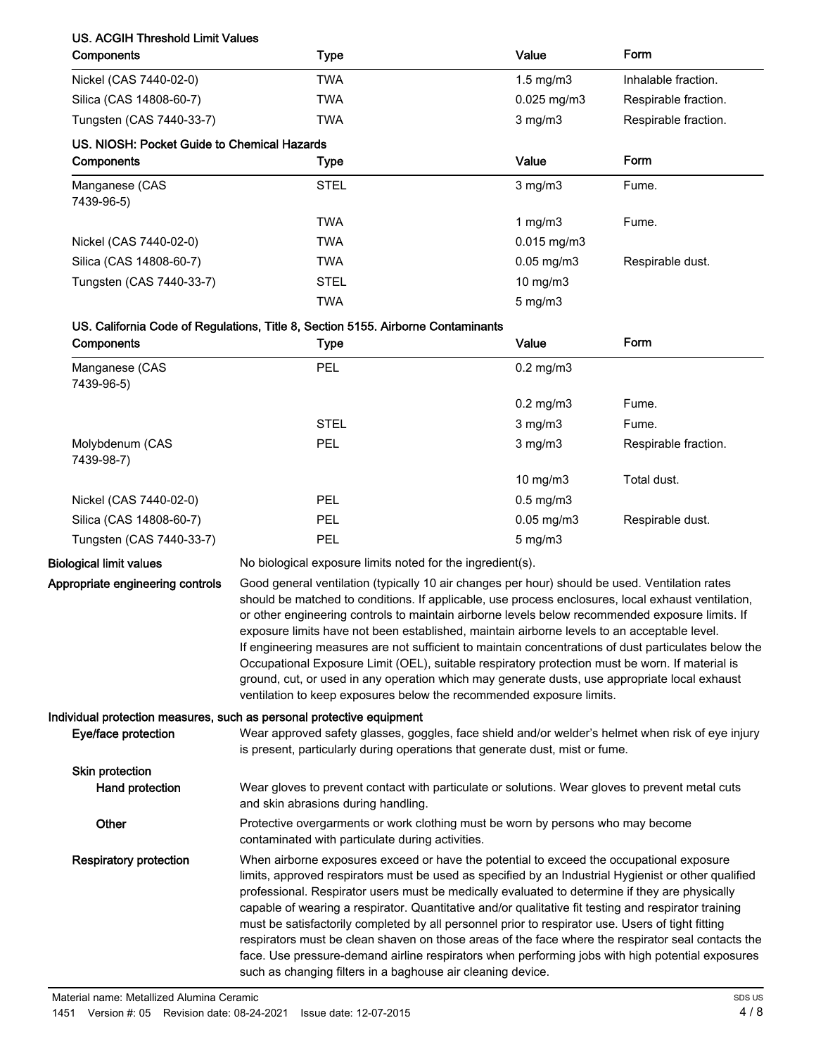**US. ACGIH Threshold Limit Values**

| Components | Type | Value | Form |
|---|---|---|---|
| Nickel (CAS 7440-02-0) | TWA | 1.5 mg/m3 | Inhalable fraction. |
| Silica (CAS 14808-60-7) | TWA | 0.025 mg/m3 | Respirable fraction. |
| Tungsten (CAS 7440-33-7) | TWA | 3 mg/m3 | Respirable fraction. |

**US. NIOSH: Pocket Guide to Chemical Hazards**

| Components | Type | Value | Form |
|---|---|---|---|
| Manganese (CAS 7439-96-5) | STEL | 3 mg/m3 | Fume. |
| | TWA | 1 mg/m3 | Fume. |
| Nickel (CAS 7440-02-0) | TWA | 0.015 mg/m3 | |
| Silica (CAS 14808-60-7) | TWA | 0.05 mg/m3 | Respirable dust. |
| Tungsten (CAS 7440-33-7) | STEL | 10 mg/m3 | |
| | TWA | 5 mg/m3 | |

**US. California Code of Regulations, Title 8, Section 5155. Airborne Contaminants**

| Components | Type | Value | Form |
|---|---|---|---|
| Manganese (CAS 7439-96-5) | PEL | 0.2 mg/m3 | |
| | | 0.2 mg/m3 | Fume. |
| | STEL | 3 mg/m3 | Fume. |
| Molybdenum (CAS 7439-98-7) | PEL | 3 mg/m3 | Respirable fraction. |
| | | 10 mg/m3 | Total dust. |
| Nickel (CAS 7440-02-0) | PEL | 0.5 mg/m3 | |
| Silica (CAS 14808-60-7) | PEL | 0.05 mg/m3 | Respirable dust. |
| Tungsten (CAS 7440-33-7) | PEL | 5 mg/m3 | |

**Biological limit values** No biological exposure limits noted for the ingredient(s).

**Appropriate engineering controls** Good general ventilation (typically 10 air changes per hour) should be used. Ventilation rates should be matched to conditions. If applicable, use process enclosures, local exhaust ventilation, or other engineering controls to maintain airborne levels below recommended exposure limits. If exposure limits have not been established, maintain airborne levels to an acceptable level. If engineering measures are not sufficient to maintain concentrations of dust particulates below the Occupational Exposure Limit (OEL), suitable respiratory protection must be worn. If material is ground, cut, or used in any operation which may generate dusts, use appropriate local exhaust ventilation to keep exposures below the recommended exposure limits.

**Individual protection measures, such as personal protective equipment**

**Eye/face protection** Wear approved safety glasses, goggles, face shield and/or welder's helmet when risk of eye injury is present, particularly during operations that generate dust, mist or fume.

**Skin protection**

**Hand protection** Wear gloves to prevent contact with particulate or solutions. Wear gloves to prevent metal cuts and skin abrasions during handling.

**Other** Protective overgarments or work clothing must be worn by persons who may become contaminated with particulate during activities.

**Respiratory protection** When airborne exposures exceed or have the potential to exceed the occupational exposure limits, approved respirators must be used as specified by an Industrial Hygienist or other qualified professional. Respirator users must be medically evaluated to determine if they are physically capable of wearing a respirator. Quantitative and/or qualitative fit testing and respirator training must be satisfactorily completed by all personnel prior to respirator use. Users of tight fitting respirators must be clean shaven on those areas of the face where the respirator seal contacts the face. Use pressure-demand airline respirators when performing jobs with high potential exposures such as changing filters in a baghouse air cleaning device.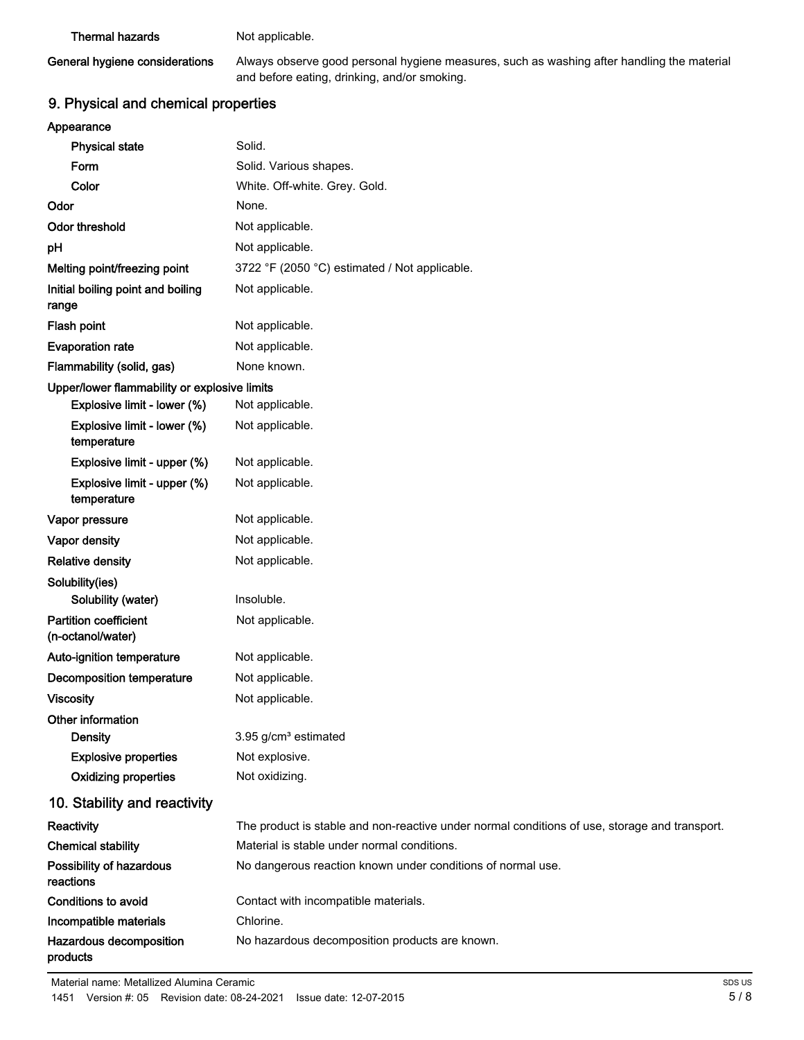| | |
|---|---|
| **Thermal hazards** | Not applicable. |
| **General hygiene considerations** | Always observe good personal hygiene measures, such as washing after handling the material and before eating, drinking, and/or smoking. |

## 9. Physical and chemical properties

| | |
|---|---|
| **Appearance** | |
| **Physical state** | Solid. |
| **Form** | Solid. Various shapes. |
| **Color** | White. Off-white. Grey. Gold. |
| **Odor** | None. |
| **Odor threshold** | Not applicable. |
| **pH** | Not applicable. |
| **Melting point/freezing point** | 3722 °F (2050 °C) estimated / Not applicable. |
| **Initial boiling point and boiling range** | Not applicable. |
| **Flash point** | Not applicable. |
| **Evaporation rate** | Not applicable. |
| **Flammability (solid, gas)** | None known. |
| **Upper/lower flammability or explosive limits** | |
| **Explosive limit - lower (%)** | Not applicable. |
| **Explosive limit - lower (%) temperature** | Not applicable. |
| **Explosive limit - upper (%)** | Not applicable. |
| **Explosive limit - upper (%) temperature** | Not applicable. |
| **Vapor pressure** | Not applicable. |
| **Vapor density** | Not applicable. |
| **Relative density** | Not applicable. |
| **Solubility(ies)** | |
| **Solubility (water)** | Insoluble. |
| **Partition coefficient (n-octanol/water)** | Not applicable. |
| **Auto-ignition temperature** | Not applicable. |
| **Decomposition temperature** | Not applicable. |
| **Viscosity** | Not applicable. |
| **Other information** | |
| **Density** | 3.95 g/cm³ estimated |
| **Explosive properties** | Not explosive. |
| **Oxidizing properties** | Not oxidizing. |

## 10. Stability and reactivity

| | |
|---|---|
| **Reactivity** | The product is stable and non-reactive under normal conditions of use, storage and transport. |
| **Chemical stability** | Material is stable under normal conditions. |
| **Possibility of hazardous reactions** | No dangerous reaction known under conditions of normal use. |
| **Conditions to avoid** | Contact with incompatible materials. |
| **Incompatible materials** | Chlorine. |
| **Hazardous decomposition products** | No hazardous decomposition products are known. |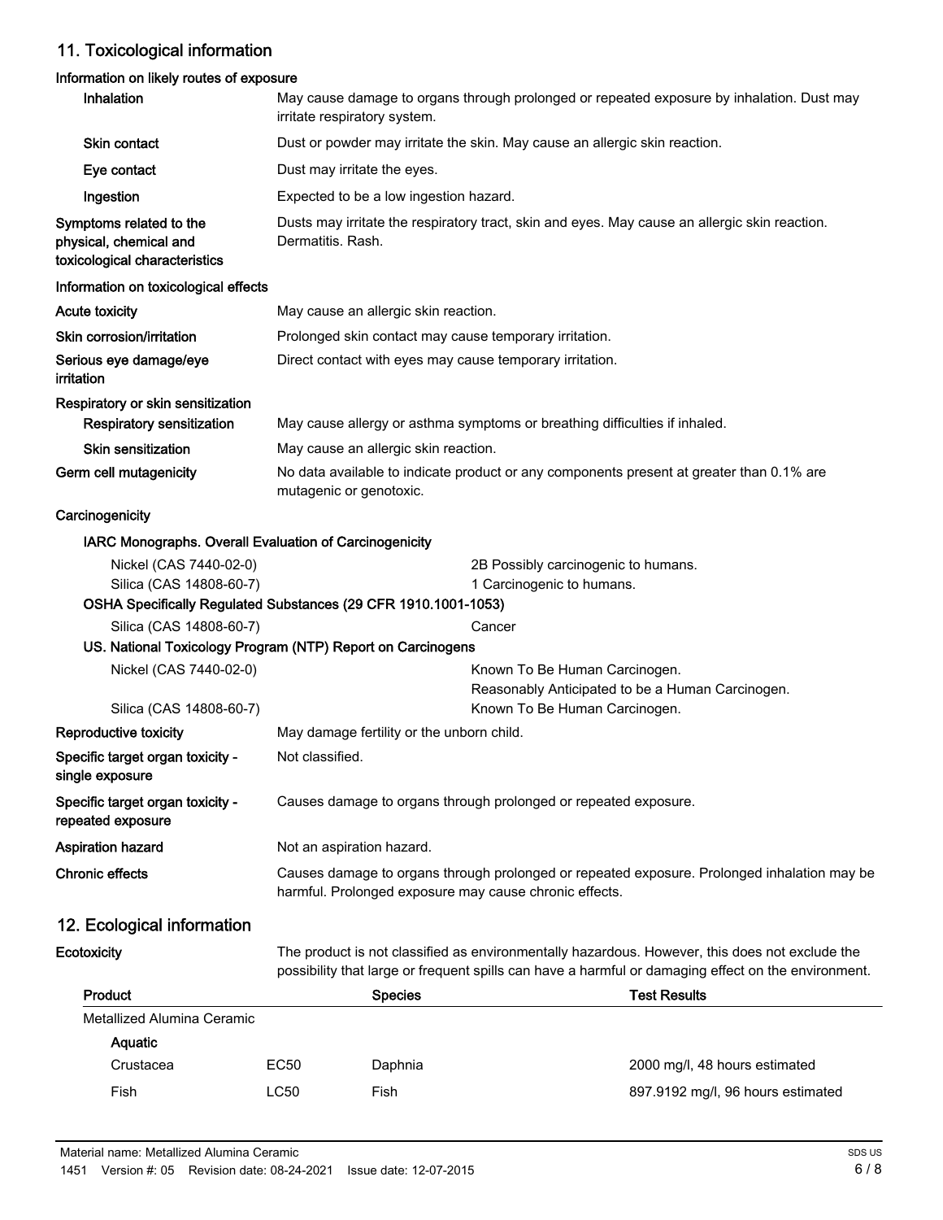## 11. Toxicological information

### Information on likely routes of exposure

| | |
|---|---|
| **Inhalation** | May cause damage to organs through prolonged or repeated exposure by inhalation. Dust may irritate respiratory system. |
| **Skin contact** | Dust or powder may irritate the skin. May cause an allergic skin reaction. |
| **Eye contact** | Dust may irritate the eyes. |
| **Ingestion** | Expected to be a low ingestion hazard. |
| **Symptoms related to the physical, chemical and toxicological characteristics** | Dusts may irritate the respiratory tract, skin and eyes. May cause an allergic skin reaction. Dermatitis. Rash. |

### Information on toxicological effects

| | |
|---|---|
| **Acute toxicity** | May cause an allergic skin reaction. |
| **Skin corrosion/irritation** | Prolonged skin contact may cause temporary irritation. |
| **Serious eye damage/eye irritation** | Direct contact with eyes may cause temporary irritation. |

**Respiratory or skin sensitization**

| | |
|---|---|
| **Respiratory sensitization** | May cause allergy or asthma symptoms or breathing difficulties if inhaled. |
| **Skin sensitization** | May cause an allergic skin reaction. |
| **Germ cell mutagenicity** | No data available to indicate product or any components present at greater than 0.1% are mutagenic or genotoxic. |

**Carcinogenicity**

**IARC Monographs. Overall Evaluation of Carcinogenicity**

| | |
|---|---|
| Nickel (CAS 7440-02-0) | 2B Possibly carcinogenic to humans. |
| Silica (CAS 14808-60-7) | 1 Carcinogenic to humans. |

**OSHA Specifically Regulated Substances (29 CFR 1910.1001-1053)**

| | |
|---|---|
| Silica (CAS 14808-60-7) | Cancer |

**US. National Toxicology Program (NTP) Report on Carcinogens**

| | |
|---|---|
| Nickel (CAS 7440-02-0) | Known To Be Human Carcinogen.<br>Reasonably Anticipated to be a Human Carcinogen. |
| Silica (CAS 14808-60-7) | Known To Be Human Carcinogen. |

| | |
|---|---|
| **Reproductive toxicity** | May damage fertility or the unborn child. |
| **Specific target organ toxicity - single exposure** | Not classified. |
| **Specific target organ toxicity - repeated exposure** | Causes damage to organs through prolonged or repeated exposure. |
| **Aspiration hazard** | Not an aspiration hazard. |
| **Chronic effects** | Causes damage to organs through prolonged or repeated exposure. Prolonged inhalation may be harmful. Prolonged exposure may cause chronic effects. |

## 12. Ecological information

**Ecotoxicity** The product is not classified as environmentally hazardous. However, this does not exclude the possibility that large or frequent spills can have a harmful or damaging effect on the environment.

| Product | | Species | Test Results |
|---|---|---|---|
| Metallized Alumina Ceramic | | | |
| **Aquatic** | | | |
| Crustacea | EC50 | Daphnia | 2000 mg/l, 48 hours estimated |
| Fish | LC50 | Fish | 897.9192 mg/l, 96 hours estimated |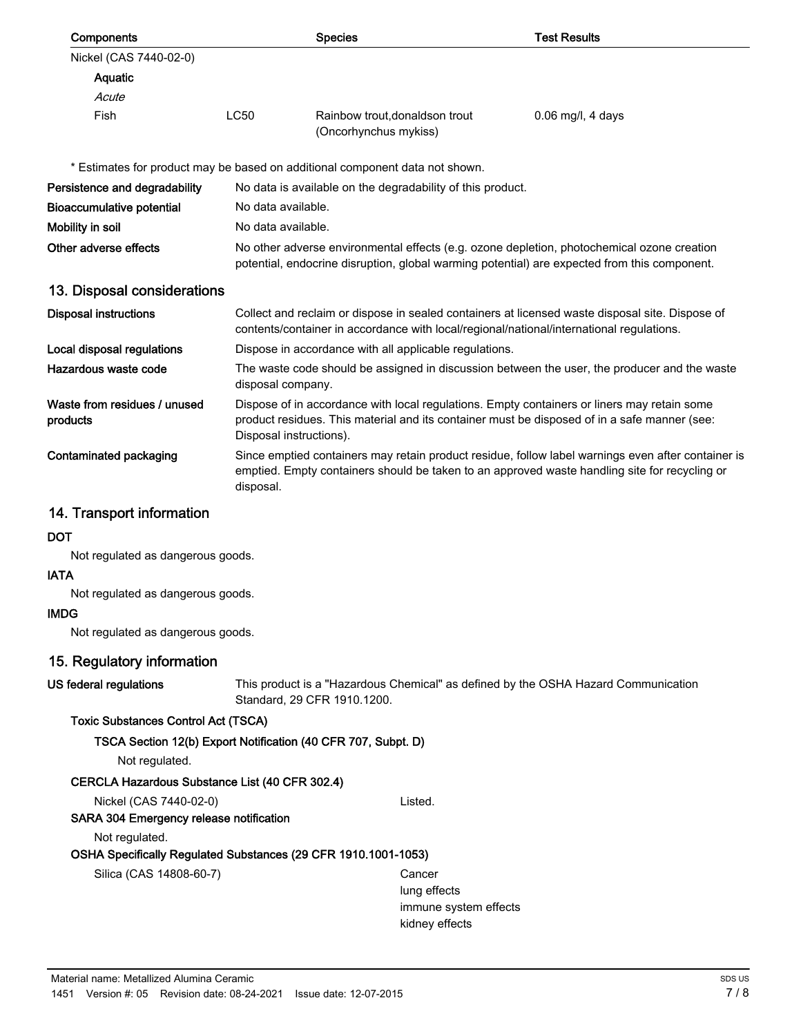| Components | | Species | Test Results |
|---|---|---|---|
| Nickel (CAS 7440-02-0) | | | |
| **Aquatic** | | | |
| *Acute* | | | |
| Fish | LC50 | Rainbow trout,donaldson trout (Oncorhynchus mykiss) | 0.06 mg/l, 4 days |

\* Estimates for product may be based on additional component data not shown.

**Persistence and degradability** No data is available on the degradability of this product.

**Bioaccumulative potential** No data available.

**Mobility in soil** No data available.

**Other adverse effects** No other adverse environmental effects (e.g. ozone depletion, photochemical ozone creation potential, endocrine disruption, global warming potential) are expected from this component.

## 13. Disposal considerations

**Disposal instructions** Collect and reclaim or dispose in sealed containers at licensed waste disposal site. Dispose of contents/container in accordance with local/regional/national/international regulations.

**Local disposal regulations** Dispose in accordance with all applicable regulations.

**Hazardous waste code** The waste code should be assigned in discussion between the user, the producer and the waste disposal company.

**Waste from residues / unused products** Dispose of in accordance with local regulations. Empty containers or liners may retain some product residues. This material and its container must be disposed of in a safe manner (see: Disposal instructions).

**Contaminated packaging** Since emptied containers may retain product residue, follow label warnings even after container is emptied. Empty containers should be taken to an approved waste handling site for recycling or disposal.

## 14. Transport information

**DOT**

Not regulated as dangerous goods.

**IATA**

Not regulated as dangerous goods.

**IMDG**

Not regulated as dangerous goods.

## 15. Regulatory information

**US federal regulations** This product is a "Hazardous Chemical" as defined by the OSHA Hazard Communication Standard, 29 CFR 1910.1200.

**Toxic Substances Control Act (TSCA)**

**TSCA Section 12(b) Export Notification (40 CFR 707, Subpt. D)**

Not regulated.

**CERCLA Hazardous Substance List (40 CFR 302.4)**

Nickel (CAS 7440-02-0) Listed.

**SARA 304 Emergency release notification**

Not regulated.

**OSHA Specifically Regulated Substances (29 CFR 1910.1001-1053)**

Silica (CAS 14808-60-7)
Cancer
lung effects
immune system effects
kidney effects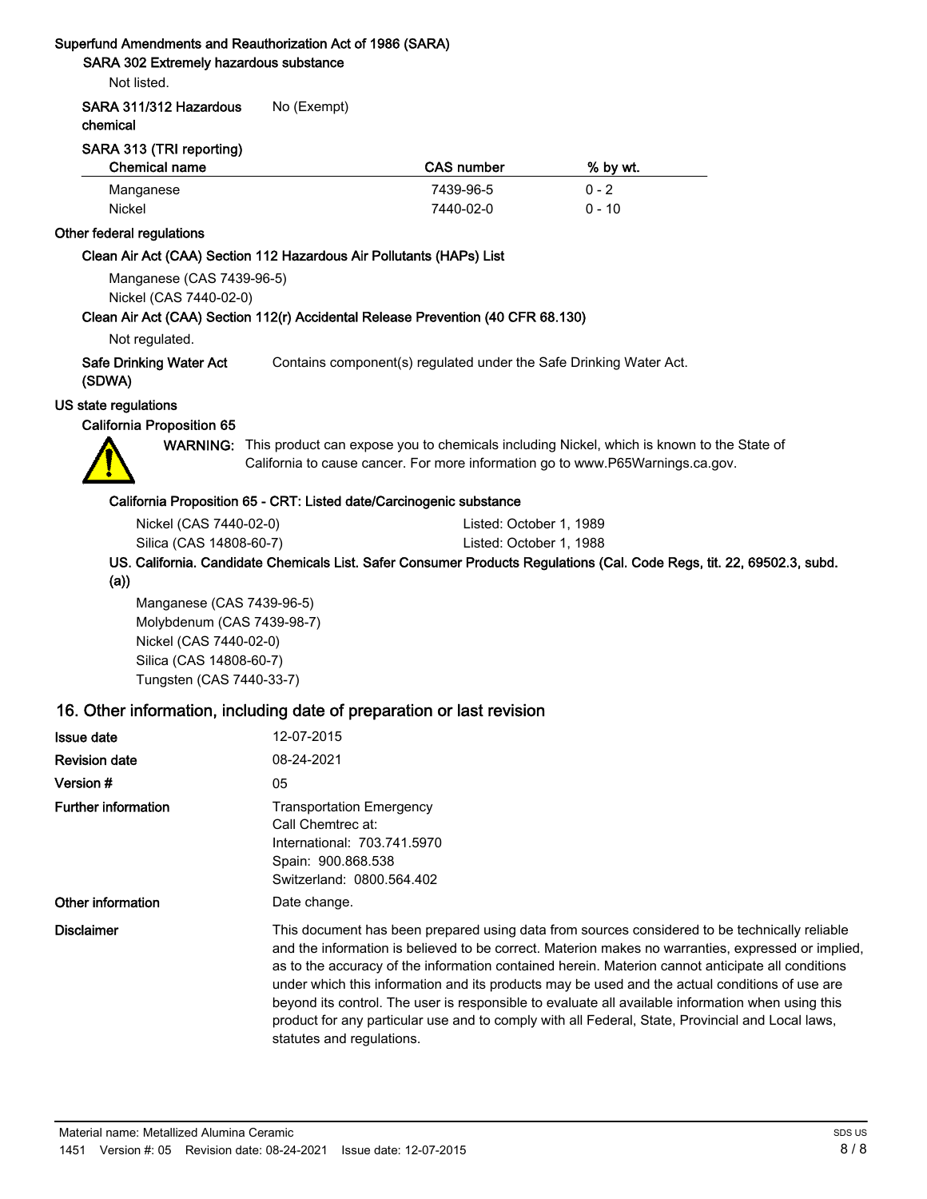**Superfund Amendments and Reauthorization Act of 1986 (SARA)**

**SARA 302 Extremely hazardous substance**

Not listed.

**SARA 311/312 Hazardous chemical** No (Exempt)

**SARA 313 (TRI reporting)**

| Chemical name | CAS number | % by wt. |
| --- | --- | --- |
| Manganese | 7439-96-5 | 0 - 2 |
| Nickel | 7440-02-0 | 0 - 10 |

**Other federal regulations**

**Clean Air Act (CAA) Section 112 Hazardous Air Pollutants (HAPs) List**

Manganese (CAS 7439-96-5)
Nickel (CAS 7440-02-0)

**Clean Air Act (CAA) Section 112(r) Accidental Release Prevention (40 CFR 68.130)**

Not regulated.

**Safe Drinking Water Act (SDWA)** Contains component(s) regulated under the Safe Drinking Water Act.

**US state regulations**

**California Proposition 65**

**WARNING:** This product can expose you to chemicals including Nickel, which is known to the State of California to cause cancer. For more information go to www.P65Warnings.ca.gov.

**California Proposition 65 - CRT: Listed date/Carcinogenic substance**

| | |
| --- | --- |
| Nickel (CAS 7440-02-0) | Listed: October 1, 1989 |
| Silica (CAS 14808-60-7) | Listed: October 1, 1988 |

**US. California. Candidate Chemicals List. Safer Consumer Products Regulations (Cal. Code Regs, tit. 22, 69502.3, subd. (a))**

Manganese (CAS 7439-96-5)
Molybdenum (CAS 7439-98-7)
Nickel (CAS 7440-02-0)
Silica (CAS 14808-60-7)
Tungsten (CAS 7440-33-7)

## 16. Other information, including date of preparation or last revision

**Issue date** 12-07-2015

**Revision date** 08-24-2021

**Version #** 05

**Further information** Transportation Emergency
Call Chemtrec at:
International: 703.741.5970
Spain: 900.868.538
Switzerland: 0800.564.402

**Other information** Date change.

**Disclaimer** This document has been prepared using data from sources considered to be technically reliable and the information is believed to be correct. Materion makes no warranties, expressed or implied, as to the accuracy of the information contained herein. Materion cannot anticipate all conditions under which this information and its products may be used and the actual conditions of use are beyond its control. The user is responsible to evaluate all available information when using this product for any particular use and to comply with all Federal, State, Provincial and Local laws, statutes and regulations.